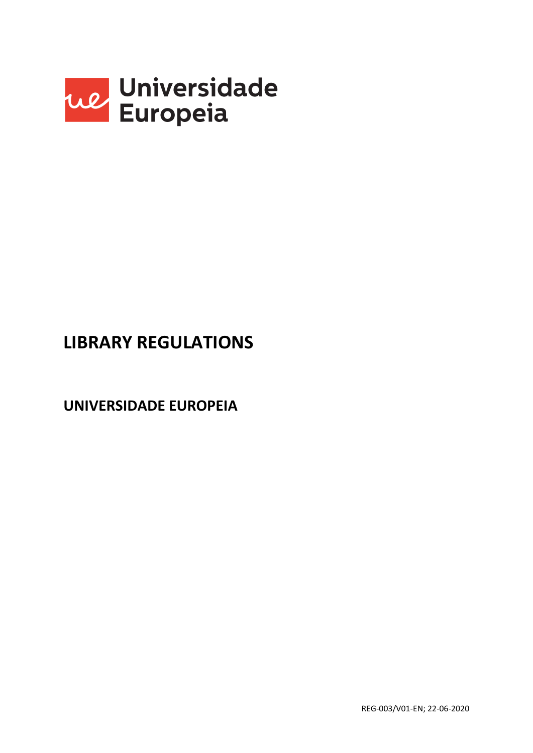Universidade Europeia

# LIBRARY REGULATIONS

## UNIVERSIDADE EUROPEIA

REG-003/V01-EN; 22-06-2020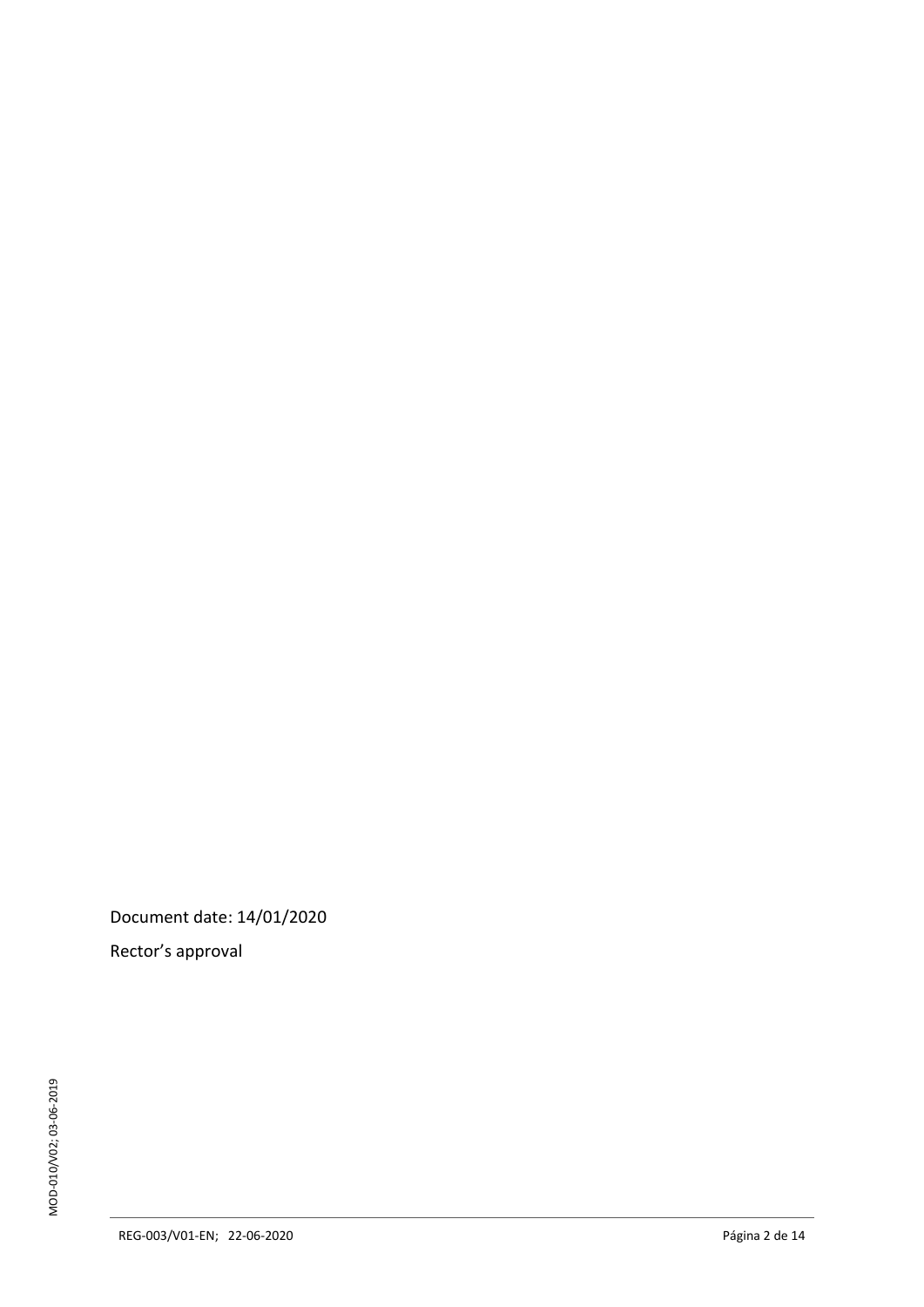Document date: 14/01/2020

Rector's approval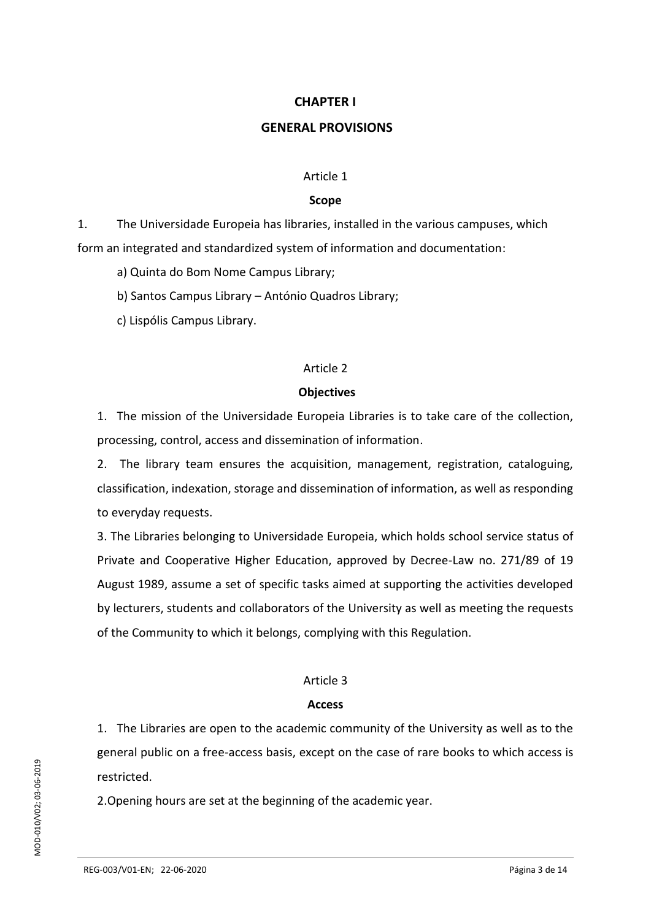# CHAPTER I

# GENERAL PROVISIONS

## Article 1

### Scope

1. The Universidade Europeia has libraries, installed in the various campuses, which form an integrated and standardized system of information and documentation:

   a) Quinta do Bom Nome Campus Library;

   b) Santos Campus Library – António Quadros Library;

   c) Lispólis Campus Library.

## Article 2

### Objectives

1. The mission of the Universidade Europeia Libraries is to take care of the collection, processing, control, access and dissemination of information.
2. The library team ensures the acquisition, management, registration, cataloguing, classification, indexation, storage and dissemination of information, as well as responding to everyday requests.
3. The Libraries belonging to Universidade Europeia, which holds school service status of Private and Cooperative Higher Education, approved by Decree-Law no. 271/89 of 19 August 1989, assume a set of specific tasks aimed at supporting the activities developed by lecturers, students and collaborators of the University as well as meeting the requests of the Community to which it belongs, complying with this Regulation.

## Article 3

### Access

1. The Libraries are open to the academic community of the University as well as to the general public on a free-access basis, except on the case of rare books to which access is restricted.
2. Opening hours are set at the beginning of the academic year.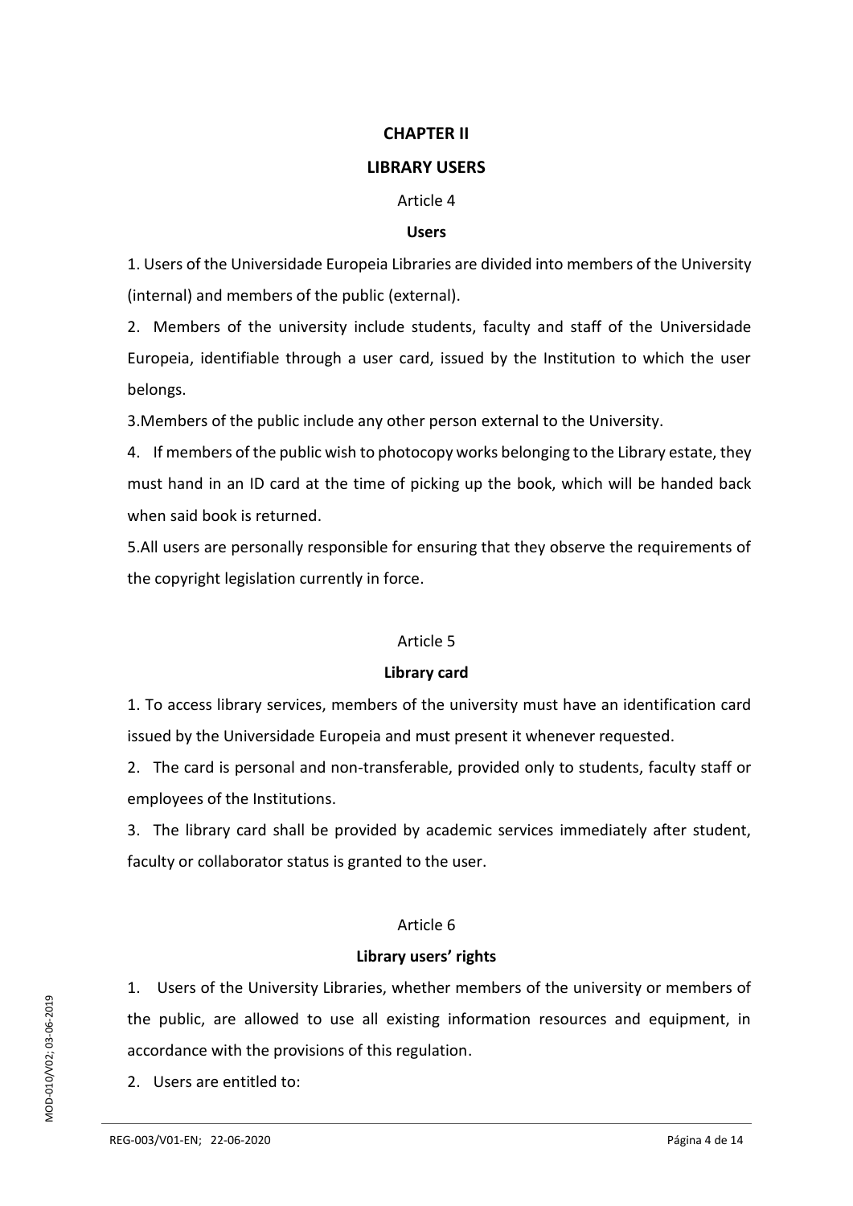## CHAPTER II

## LIBRARY USERS

### Article 4

### Users

1. Users of the Universidade Europeia Libraries are divided into members of the University (internal) and members of the public (external).

2. Members of the university include students, faculty and staff of the Universidade Europeia, identifiable through a user card, issued by the Institution to which the user belongs.

3. Members of the public include any other person external to the University.

4. If members of the public wish to photocopy works belonging to the Library estate, they must hand in an ID card at the time of picking up the book, which will be handed back when said book is returned.

5. All users are personally responsible for ensuring that they observe the requirements of the copyright legislation currently in force.

### Article 5

### Library card

1. To access library services, members of the university must have an identification card issued by the Universidade Europeia and must present it whenever requested.

2. The card is personal and non-transferable, provided only to students, faculty staff or employees of the Institutions.

3. The library card shall be provided by academic services immediately after student, faculty or collaborator status is granted to the user.

### Article 6

### Library users' rights

1. Users of the University Libraries, whether members of the university or members of the public, are allowed to use all existing information resources and equipment, in accordance with the provisions of this regulation.

2. Users are entitled to: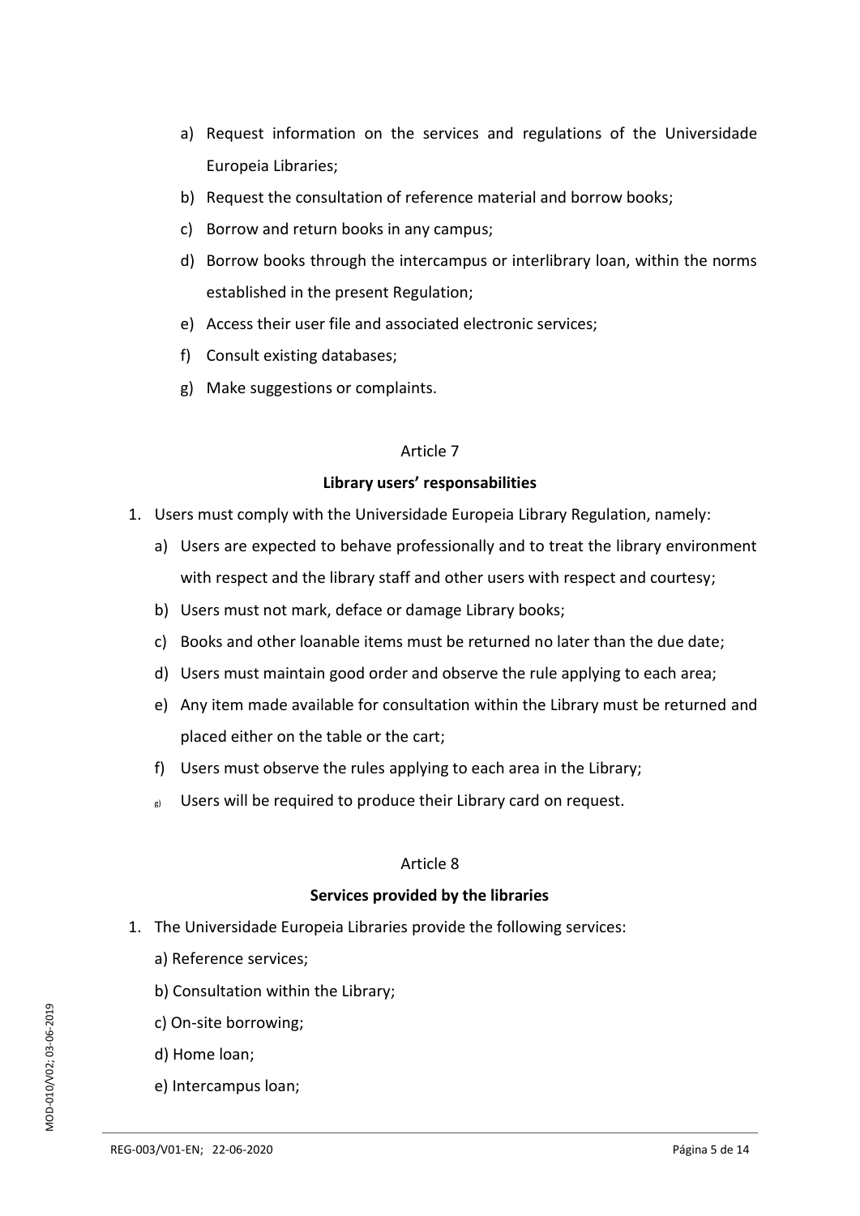a) Request information on the services and regulations of the Universidade Europeia Libraries;
b) Request the consultation of reference material and borrow books;
c) Borrow and return books in any campus;
d) Borrow books through the intercampus or interlibrary loan, within the norms established in the present Regulation;
e) Access their user file and associated electronic services;
f) Consult existing databases;
g) Make suggestions or complaints.

Article 7

**Library users' responsabilities**

1. Users must comply with the Universidade Europeia Library Regulation, namely:
   a) Users are expected to behave professionally and to treat the library environment with respect and the library staff and other users with respect and courtesy;
   b) Users must not mark, deface or damage Library books;
   c) Books and other loanable items must be returned no later than the due date;
   d) Users must maintain good order and observe the rule applying to each area;
   e) Any item made available for consultation within the Library must be returned and placed either on the table or the cart;
   f) Users must observe the rules applying to each area in the Library;
   g) Users will be required to produce their Library card on request.

Article 8

**Services provided by the libraries**

1. The Universidade Europeia Libraries provide the following services:
   a) Reference services;
   b) Consultation within the Library;
   c) On-site borrowing;
   d) Home loan;
   e) Intercampus loan;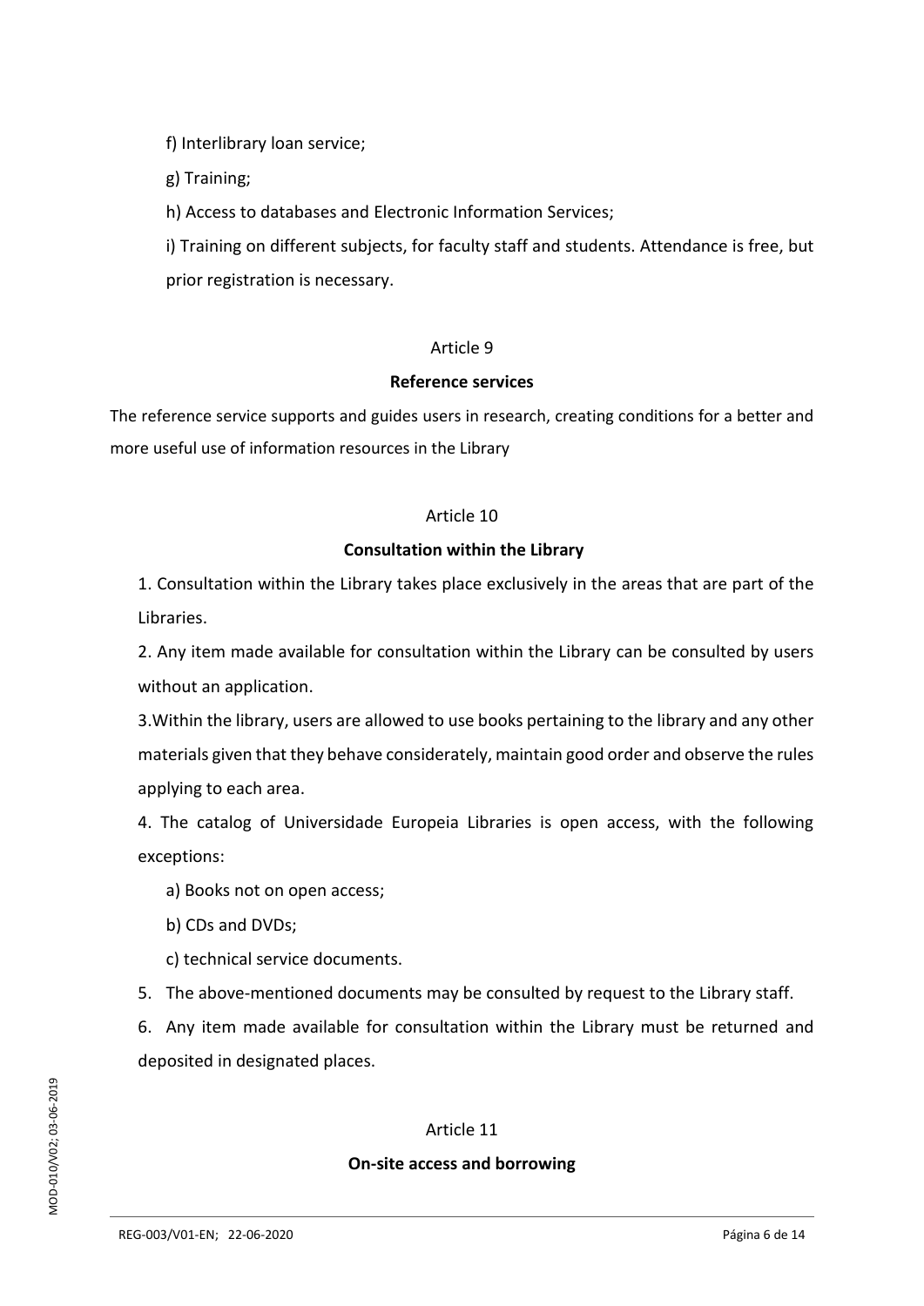f) Interlibrary loan service;

g) Training;

h) Access to databases and Electronic Information Services;

i) Training on different subjects, for faculty staff and students. Attendance is free, but prior registration is necessary.

## Article 9

### Reference services

The reference service supports and guides users in research, creating conditions for a better and more useful use of information resources in the Library

## Article 10

### Consultation within the Library

1. Consultation within the Library takes place exclusively in the areas that are part of the Libraries.

2. Any item made available for consultation within the Library can be consulted by users without an application.

3. Within the library, users are allowed to use books pertaining to the library and any other materials given that they behave considerately, maintain good order and observe the rules applying to each area.

4. The catalog of Universidade Europeia Libraries is open access, with the following exceptions:

   a) Books not on open access;

   b) CDs and DVDs;

   c) technical service documents.

5. The above-mentioned documents may be consulted by request to the Library staff.

6. Any item made available for consultation within the Library must be returned and deposited in designated places.

## Article 11

### On-site access and borrowing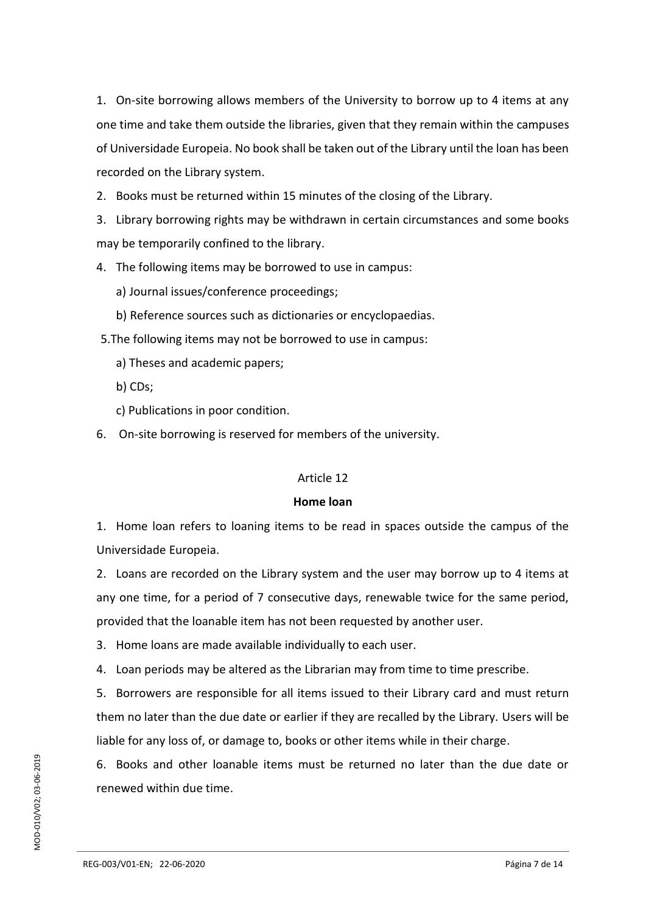1. On-site borrowing allows members of the University to borrow up to 4 items at any one time and take them outside the libraries, given that they remain within the campuses of Universidade Europeia. No book shall be taken out of the Library until the loan has been recorded on the Library system.

2. Books must be returned within 15 minutes of the closing of the Library.

3. Library borrowing rights may be withdrawn in certain circumstances and some books may be temporarily confined to the library.

4. The following items may be borrowed to use in campus:

   a) Journal issues/conference proceedings;

   b) Reference sources such as dictionaries or encyclopaedias.

5. The following items may not be borrowed to use in campus:

   a) Theses and academic papers;

   b) CDs;

   c) Publications in poor condition.

6. On-site borrowing is reserved for members of the university.

Article 12

**Home loan**

1. Home loan refers to loaning items to be read in spaces outside the campus of the Universidade Europeia.

2. Loans are recorded on the Library system and the user may borrow up to 4 items at any one time, for a period of 7 consecutive days, renewable twice for the same period, provided that the loanable item has not been requested by another user.

3. Home loans are made available individually to each user.

4. Loan periods may be altered as the Librarian may from time to time prescribe.

5. Borrowers are responsible for all items issued to their Library card and must return them no later than the due date or earlier if they are recalled by the Library. Users will be liable for any loss of, or damage to, books or other items while in their charge.

6. Books and other loanable items must be returned no later than the due date or renewed within due time.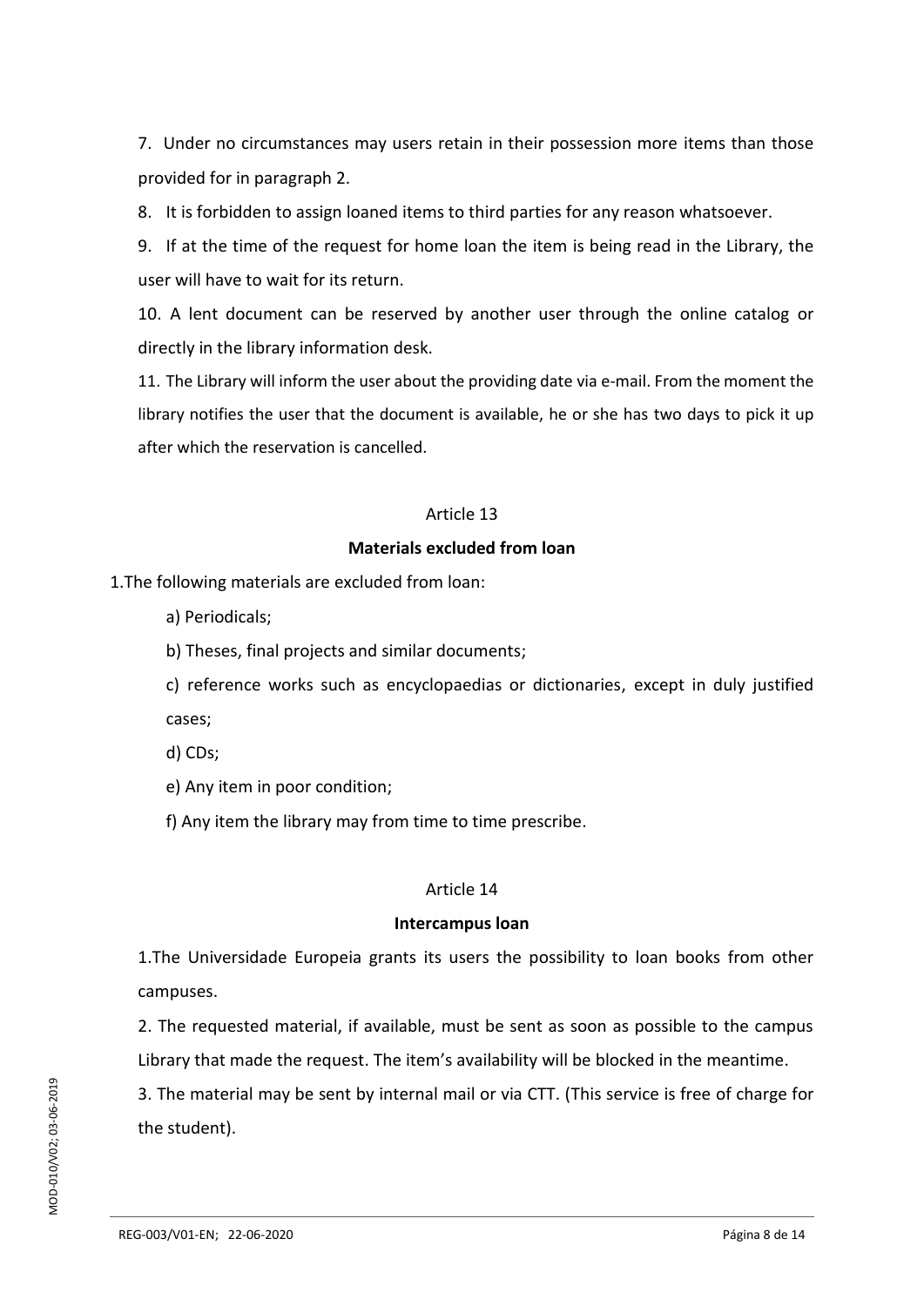7. Under no circumstances may users retain in their possession more items than those provided for in paragraph 2.

8. It is forbidden to assign loaned items to third parties for any reason whatsoever.

9. If at the time of the request for home loan the item is being read in the Library, the user will have to wait for its return.

10. A lent document can be reserved by another user through the online catalog or directly in the library information desk.

11. The Library will inform the user about the providing date via e-mail. From the moment the library notifies the user that the document is available, he or she has two days to pick it up after which the reservation is cancelled.

## Article 13

### Materials excluded from loan

1.The following materials are excluded from loan:

a) Periodicals;

b) Theses, final projects and similar documents;

c) reference works such as encyclopaedias or dictionaries, except in duly justified cases;

d) CDs;

e) Any item in poor condition;

f) Any item the library may from time to time prescribe.

## Article 14

### Intercampus loan

1.The Universidade Europeia grants its users the possibility to loan books from other campuses.

2. The requested material, if available, must be sent as soon as possible to the campus Library that made the request. The item's availability will be blocked in the meantime.

3. The material may be sent by internal mail or via CTT. (This service is free of charge for the student).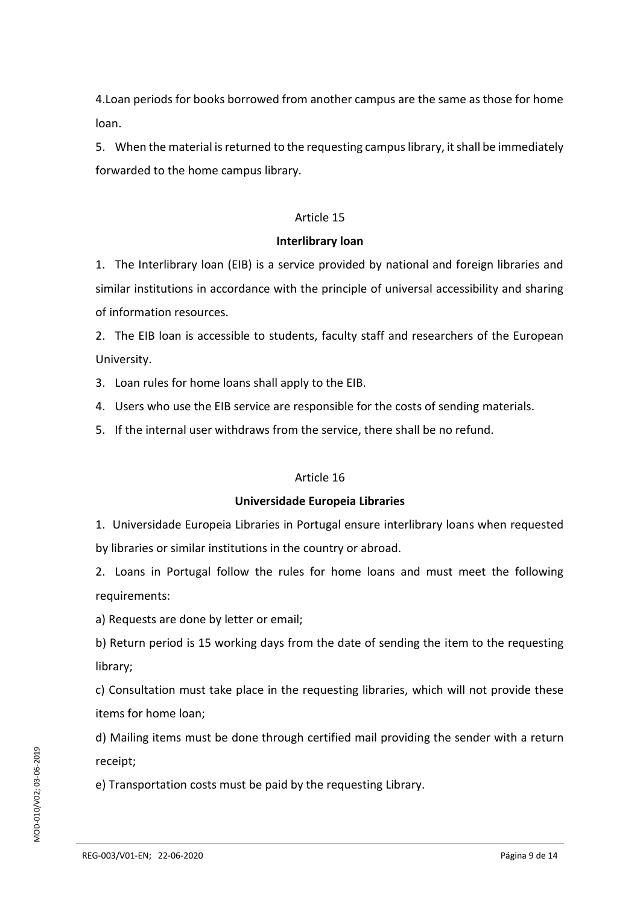4.Loan periods for books borrowed from another campus are the same as those for home loan.

5. When the material is returned to the requesting campus library, it shall be immediately forwarded to the home campus library.

Article 15

**Interlibrary loan**

1. The Interlibrary loan (EIB) is a service provided by national and foreign libraries and similar institutions in accordance with the principle of universal accessibility and sharing of information resources.
2. The EIB loan is accessible to students, faculty staff and researchers of the European University.
3. Loan rules for home loans shall apply to the EIB.
4. Users who use the EIB service are responsible for the costs of sending materials.
5. If the internal user withdraws from the service, there shall be no refund.

Article 16

**Universidade Europeia Libraries**

1. Universidade Europeia Libraries in Portugal ensure interlibrary loans when requested by libraries or similar institutions in the country or abroad.
2. Loans in Portugal follow the rules for home loans and must meet the following requirements:

a) Requests are done by letter or email;

b) Return period is 15 working days from the date of sending the item to the requesting library;

c) Consultation must take place in the requesting libraries, which will not provide these items for home loan;

d) Mailing items must be done through certified mail providing the sender with a return receipt;

e) Transportation costs must be paid by the requesting Library.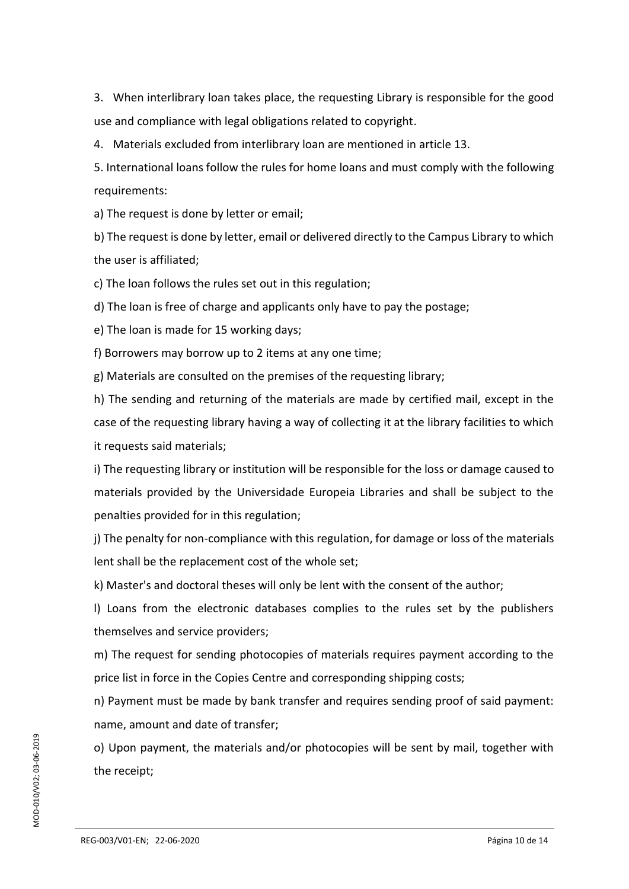3. When interlibrary loan takes place, the requesting Library is responsible for the good use and compliance with legal obligations related to copyright.

4. Materials excluded from interlibrary loan are mentioned in article 13.

5. International loans follow the rules for home loans and must comply with the following requirements:

a) The request is done by letter or email;

b) The request is done by letter, email or delivered directly to the Campus Library to which the user is affiliated;

c) The loan follows the rules set out in this regulation;

d) The loan is free of charge and applicants only have to pay the postage;

e) The loan is made for 15 working days;

f) Borrowers may borrow up to 2 items at any one time;

g) Materials are consulted on the premises of the requesting library;

h) The sending and returning of the materials are made by certified mail, except in the case of the requesting library having a way of collecting it at the library facilities to which it requests said materials;

i) The requesting library or institution will be responsible for the loss or damage caused to materials provided by the Universidade Europeia Libraries and shall be subject to the penalties provided for in this regulation;

j) The penalty for non-compliance with this regulation, for damage or loss of the materials lent shall be the replacement cost of the whole set;

k) Master's and doctoral theses will only be lent with the consent of the author;

l) Loans from the electronic databases complies to the rules set by the publishers themselves and service providers;

m) The request for sending photocopies of materials requires payment according to the price list in force in the Copies Centre and corresponding shipping costs;

n) Payment must be made by bank transfer and requires sending proof of said payment: name, amount and date of transfer;

o) Upon payment, the materials and/or photocopies will be sent by mail, together with the receipt;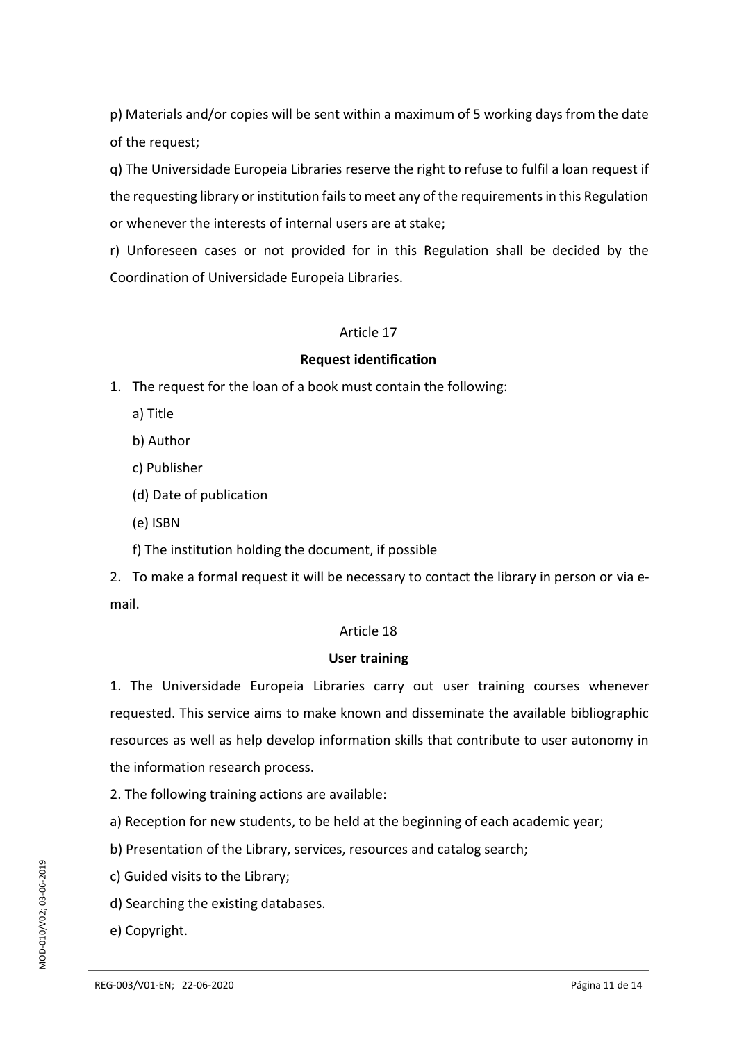p) Materials and/or copies will be sent within a maximum of 5 working days from the date of the request;

q) The Universidade Europeia Libraries reserve the right to refuse to fulfil a loan request if the requesting library or institution fails to meet any of the requirements in this Regulation or whenever the interests of internal users are at stake;

r) Unforeseen cases or not provided for in this Regulation shall be decided by the Coordination of Universidade Europeia Libraries.

Article 17

**Request identification**

1. The request for the loan of a book must contain the following:
   - a) Title
   - b) Author
   - c) Publisher
   - (d) Date of publication
   - (e) ISBN
   - f) The institution holding the document, if possible
2. To make a formal request it will be necessary to contact the library in person or via e-mail.

Article 18

**User training**

1. The Universidade Europeia Libraries carry out user training courses whenever requested. This service aims to make known and disseminate the available bibliographic resources as well as help develop information skills that contribute to user autonomy in the information research process.

2. The following training actions are available:

a) Reception for new students, to be held at the beginning of each academic year;

b) Presentation of the Library, services, resources and catalog search;

c) Guided visits to the Library;

d) Searching the existing databases.

e) Copyright.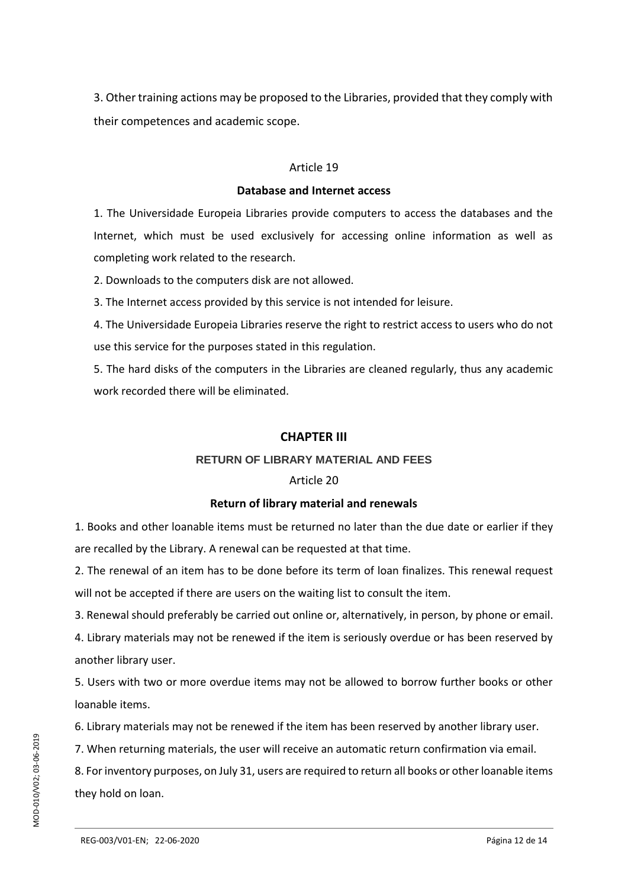3. Other training actions may be proposed to the Libraries, provided that they comply with their competences and academic scope.

Article 19

**Database and Internet access**

1. The Universidade Europeia Libraries provide computers to access the databases and the Internet, which must be used exclusively for accessing online information as well as completing work related to the research.

2. Downloads to the computers disk are not allowed.

3. The Internet access provided by this service is not intended for leisure.

4. The Universidade Europeia Libraries reserve the right to restrict access to users who do not use this service for the purposes stated in this regulation.

5. The hard disks of the computers in the Libraries are cleaned regularly, thus any academic work recorded there will be eliminated.

## CHAPTER III

### RETURN OF LIBRARY MATERIAL AND FEES

Article 20

**Return of library material and renewals**

1. Books and other loanable items must be returned no later than the due date or earlier if they are recalled by the Library. A renewal can be requested at that time.

2. The renewal of an item has to be done before its term of loan finalizes. This renewal request will not be accepted if there are users on the waiting list to consult the item.

3. Renewal should preferably be carried out online or, alternatively, in person, by phone or email.

4. Library materials may not be renewed if the item is seriously overdue or has been reserved by another library user.

5. Users with two or more overdue items may not be allowed to borrow further books or other loanable items.

6. Library materials may not be renewed if the item has been reserved by another library user.

7. When returning materials, the user will receive an automatic return confirmation via email.

8. For inventory purposes, on July 31, users are required to return all books or other loanable items they hold on loan.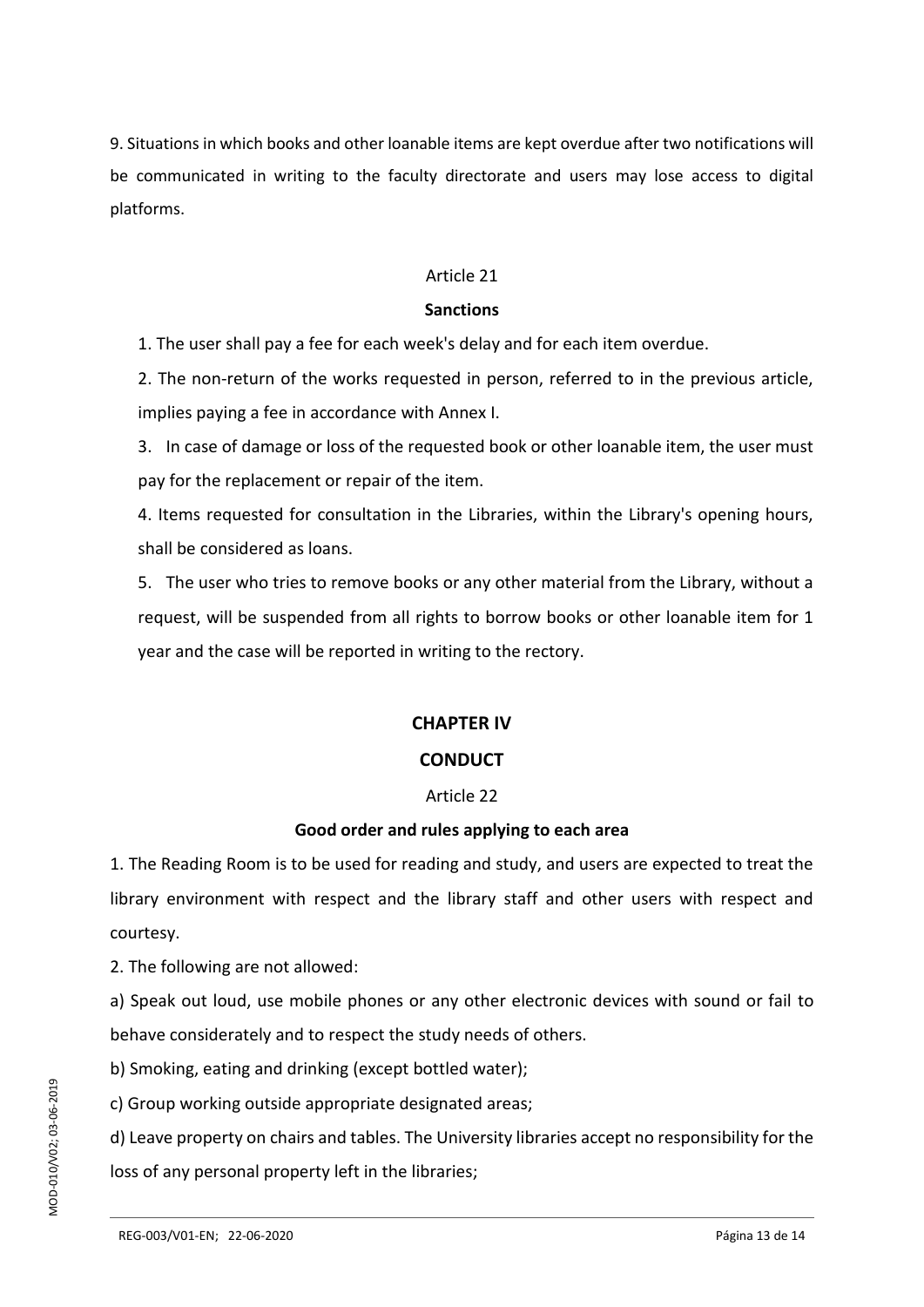9. Situations in which books and other loanable items are kept overdue after two notifications will be communicated in writing to the faculty directorate and users may lose access to digital platforms.

Article 21

**Sanctions**

1. The user shall pay a fee for each week's delay and for each item overdue.
2. The non-return of the works requested in person, referred to in the previous article, implies paying a fee in accordance with Annex I.
3. In case of damage or loss of the requested book or other loanable item, the user must pay for the replacement or repair of the item.
4. Items requested for consultation in the Libraries, within the Library's opening hours, shall be considered as loans.
5. The user who tries to remove books or any other material from the Library, without a request, will be suspended from all rights to borrow books or other loanable item for 1 year and the case will be reported in writing to the rectory.

## CHAPTER IV

## CONDUCT

Article 22

**Good order and rules applying to each area**

1. The Reading Room is to be used for reading and study, and users are expected to treat the library environment with respect and the library staff and other users with respect and courtesy.

2. The following are not allowed:

a) Speak out loud, use mobile phones or any other electronic devices with sound or fail to behave considerately and to respect the study needs of others.

b) Smoking, eating and drinking (except bottled water);

c) Group working outside appropriate designated areas;

d) Leave property on chairs and tables. The University libraries accept no responsibility for the loss of any personal property left in the libraries;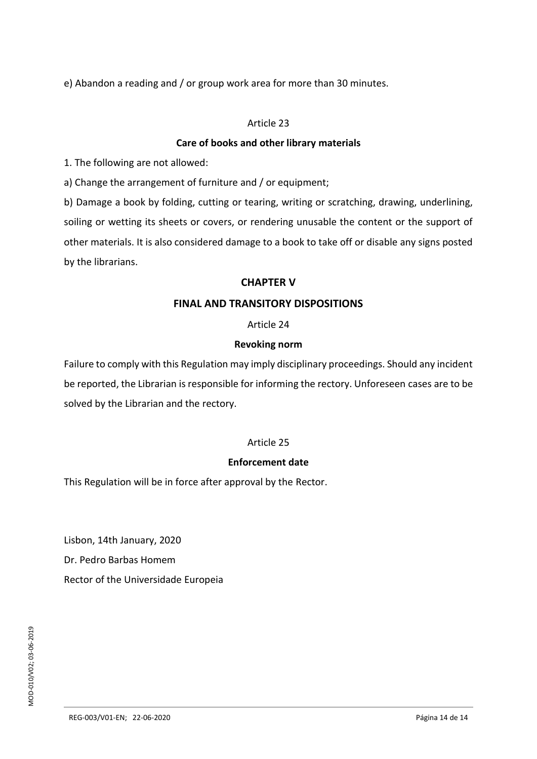e) Abandon a reading and / or group work area for more than 30 minutes.

Article 23

**Care of books and other library materials**

1. The following are not allowed:

a) Change the arrangement of furniture and / or equipment;

b) Damage a book by folding, cutting or tearing, writing or scratching, drawing, underlining, soiling or wetting its sheets or covers, or rendering unusable the content or the support of other materials. It is also considered damage to a book to take off or disable any signs posted by the librarians.

## CHAPTER V

## FINAL AND TRANSITORY DISPOSITIONS

Article 24

**Revoking norm**

Failure to comply with this Regulation may imply disciplinary proceedings. Should any incident be reported, the Librarian is responsible for informing the rectory. Unforeseen cases are to be solved by the Librarian and the rectory.

Article 25

**Enforcement date**

This Regulation will be in force after approval by the Rector.

Lisbon, 14th January, 2020

Dr. Pedro Barbas Homem

Rector of the Universidade Europeia